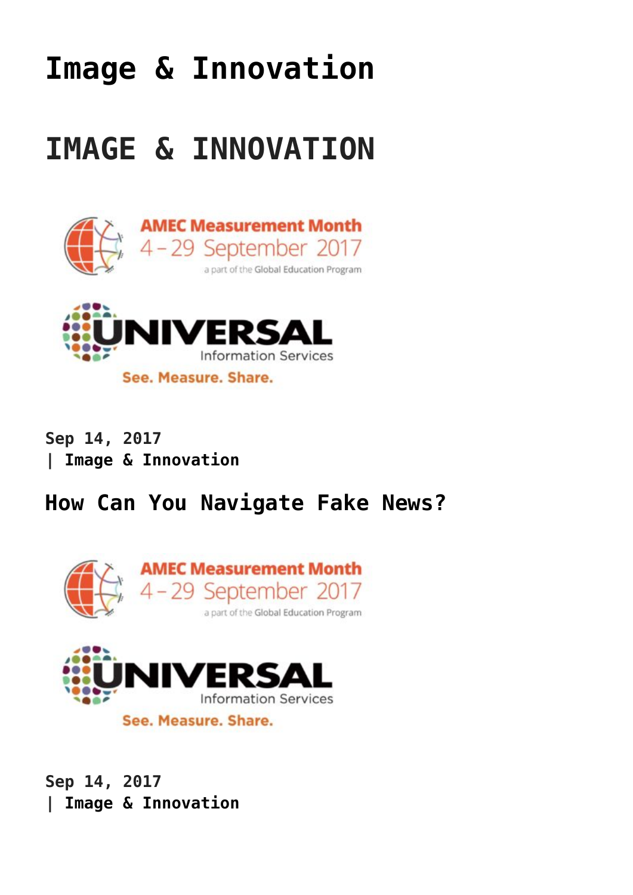# Image & Innovation

# IMAGE & INNOVATION

**Sep 14, 2017**
**| Image & Innovation**

## How Can You Navigate Fake News?

**Sep 14, 2017**
**| Image & Innovation**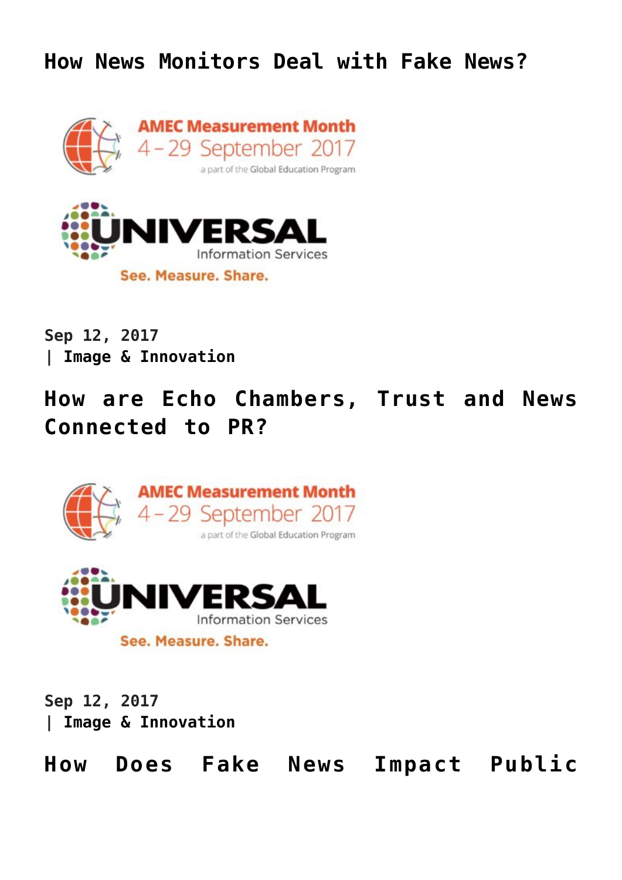## How News Monitors Deal with Fake News?

Sep 12, 2017
| Image & Innovation

## How are Echo Chambers, Trust and News Connected to PR?

Sep 12, 2017
| Image & Innovation

## How Does Fake News Impact Public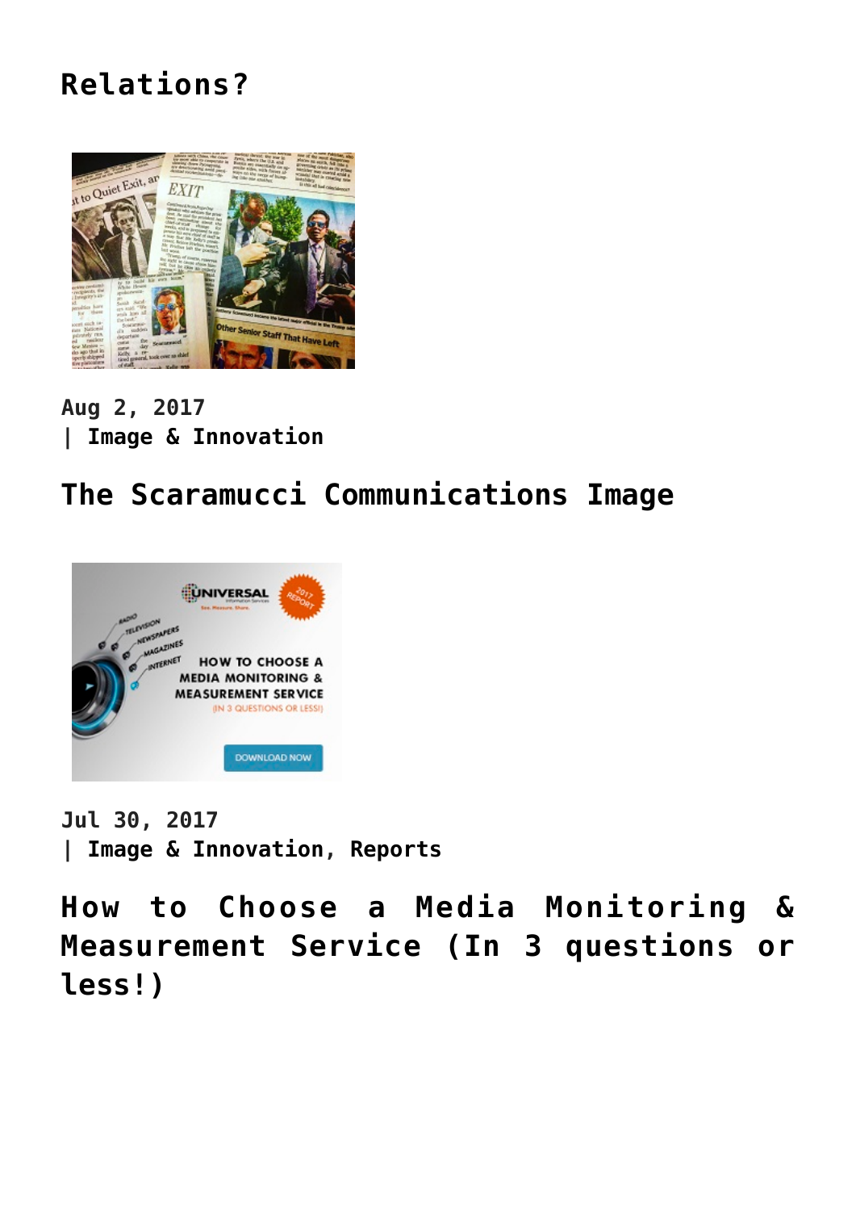## Relations?

Aug 2, 2017
| Image & Innovation

## The Scaramucci Communications Image

Jul 30, 2017
| Image & Innovation, Reports

## How to Choose a Media Monitoring & Measurement Service (In 3 questions or less!)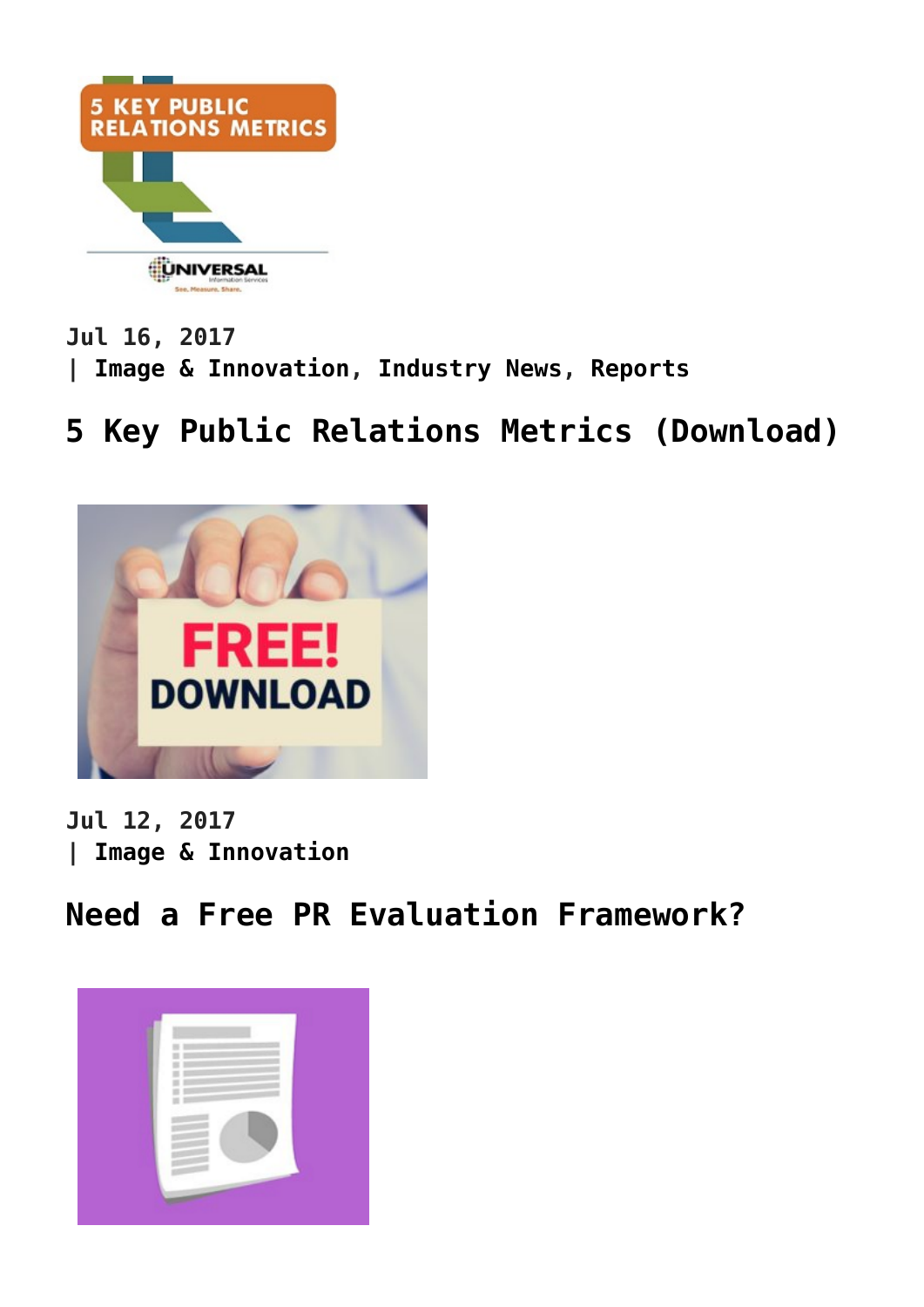Jul 16, 2017
| Image & Innovation, Industry News, Reports

## 5 Key Public Relations Metrics (Download)

Jul 12, 2017
| Image & Innovation

## Need a Free PR Evaluation Framework?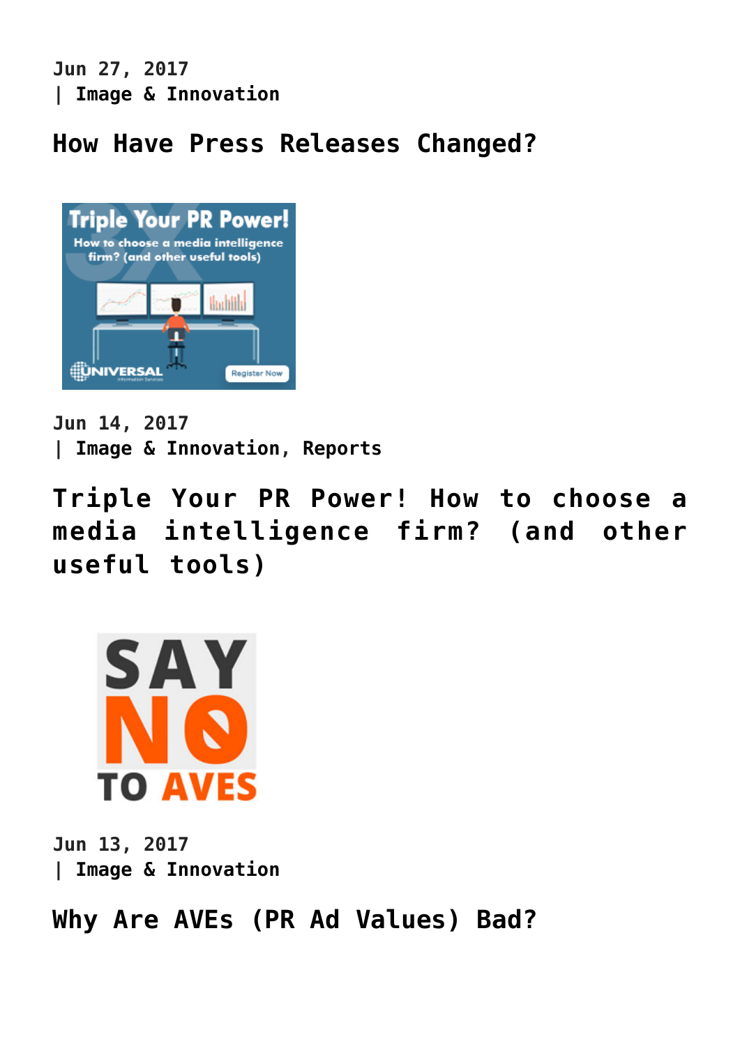Jun 27, 2017
| Image & Innovation

## How Have Press Releases Changed?

Jun 14, 2017
| Image & Innovation, Reports

## Triple Your PR Power! How to choose a media intelligence firm? (and other useful tools)

Jun 13, 2017
| Image & Innovation

## Why Are AVEs (PR Ad Values) Bad?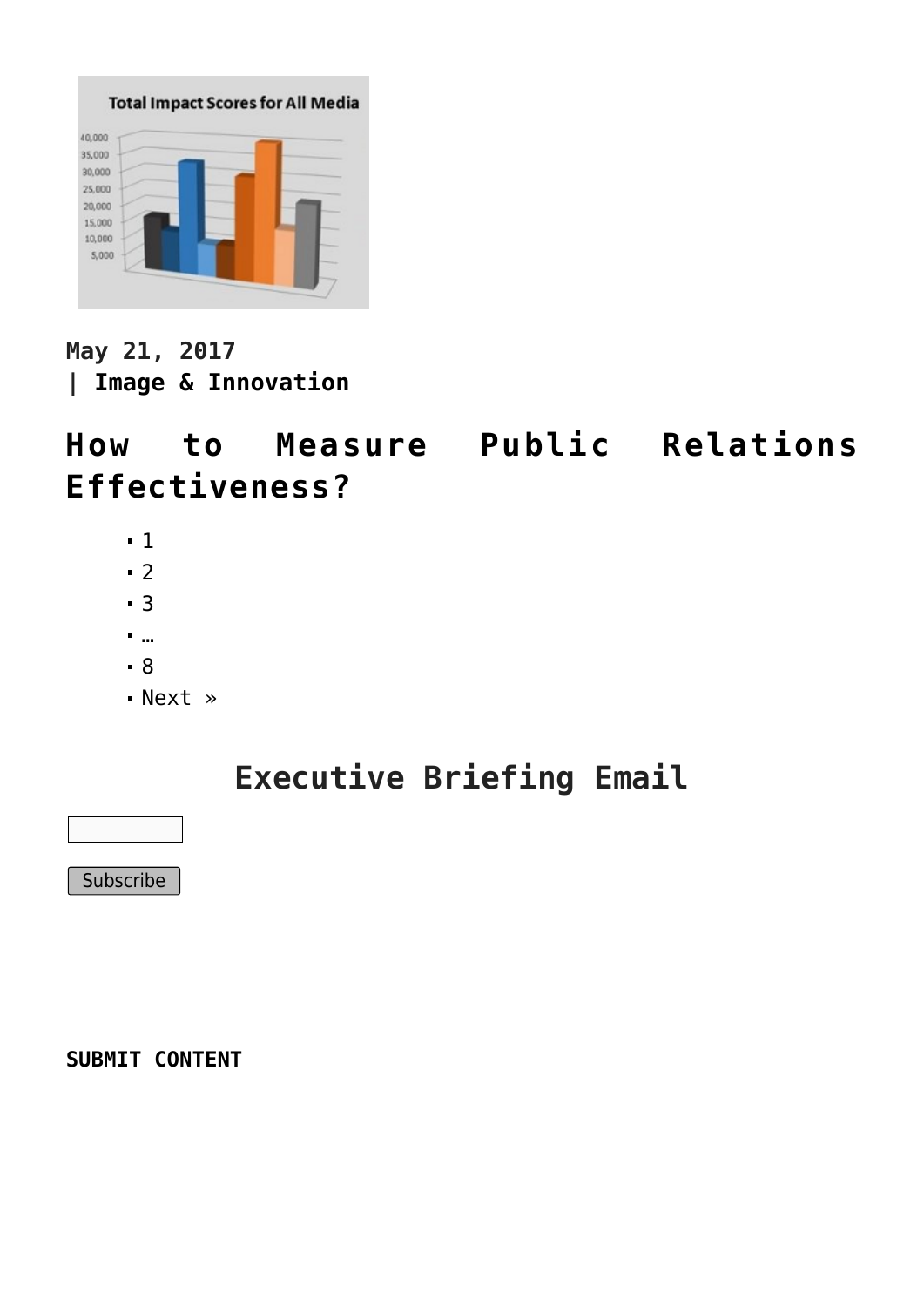Total Impact Scores for All Media

40,000
35,000
30,000
25,000
20,000
15,000
10,000
5,000

**May 21, 2017**
**| Image & Innovation**

## How to Measure Public Relations Effectiveness?

- 1
- 2
- 3
- …
- 8
- Next »

## Executive Briefing Email

Subscribe

**SUBMIT CONTENT**